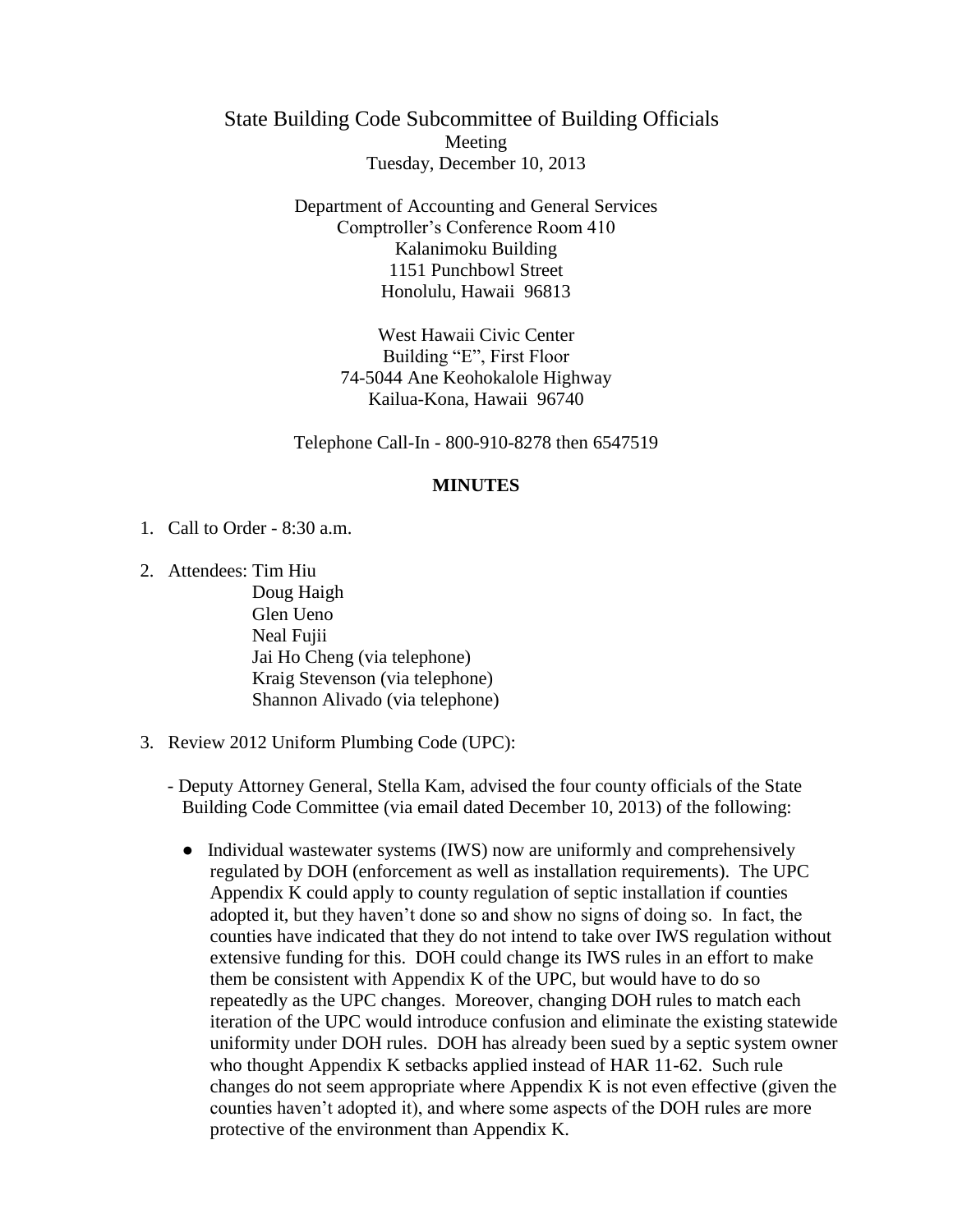# State Building Code Subcommittee of Building Officials

Meeting
Tuesday, December 10, 2013

Department of Accounting and General Services
Comptroller's Conference Room 410
Kalanimoku Building
1151 Punchbowl Street
Honolulu, Hawaii 96813

West Hawaii Civic Center
Building "E", First Floor
74-5044 Ane Keohokalole Highway
Kailua-Kona, Hawaii 96740

Telephone Call-In - 800-910-8278 then 6547519

## MINUTES

1. Call to Order - 8:30 a.m.

2. Attendees: Tim Hiu
   Doug Haigh
   Glen Ueno
   Neal Fujii
   Jai Ho Cheng (via telephone)
   Kraig Stevenson (via telephone)
   Shannon Alivado (via telephone)

3. Review 2012 Uniform Plumbing Code (UPC):

   - Deputy Attorney General, Stella Kam, advised the four county officials of the State Building Code Committee (via email dated December 10, 2013) of the following:

     - Individual wastewater systems (IWS) now are uniformly and comprehensively regulated by DOH (enforcement as well as installation requirements). The UPC Appendix K could apply to county regulation of septic installation if counties adopted it, but they haven't done so and show no signs of doing so. In fact, the counties have indicated that they do not intend to take over IWS regulation without extensive funding for this. DOH could change its IWS rules in an effort to make them be consistent with Appendix K of the UPC, but would have to do so repeatedly as the UPC changes. Moreover, changing DOH rules to match each iteration of the UPC would introduce confusion and eliminate the existing statewide uniformity under DOH rules. DOH has already been sued by a septic system owner who thought Appendix K setbacks applied instead of HAR 11-62. Such rule changes do not seem appropriate where Appendix K is not even effective (given the counties haven't adopted it), and where some aspects of the DOH rules are more protective of the environment than Appendix K.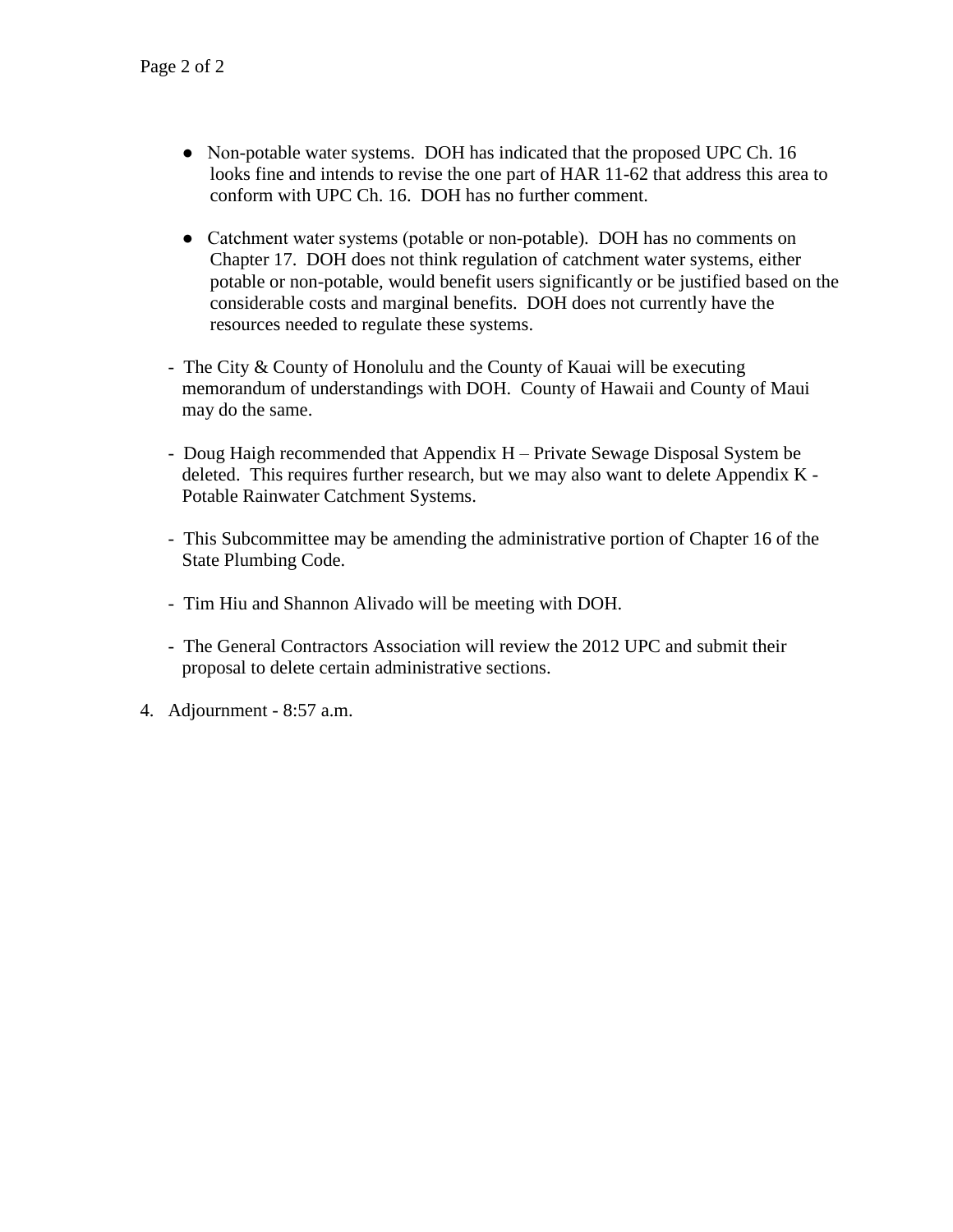- Non-potable water systems. DOH has indicated that the proposed UPC Ch. 16 looks fine and intends to revise the one part of HAR 11-62 that address this area to conform with UPC Ch. 16. DOH has no further comment.

- Catchment water systems (potable or non-potable). DOH has no comments on Chapter 17. DOH does not think regulation of catchment water systems, either potable or non-potable, would benefit users significantly or be justified based on the considerable costs and marginal benefits. DOH does not currently have the resources needed to regulate these systems.

- The City & County of Honolulu and the County of Kauai will be executing memorandum of understandings with DOH. County of Hawaii and County of Maui may do the same.

- Doug Haigh recommended that Appendix H – Private Sewage Disposal System be deleted. This requires further research, but we may also want to delete Appendix K - Potable Rainwater Catchment Systems.

- This Subcommittee may be amending the administrative portion of Chapter 16 of the State Plumbing Code.

- Tim Hiu and Shannon Alivado will be meeting with DOH.

- The General Contractors Association will review the 2012 UPC and submit their proposal to delete certain administrative sections.

4. Adjournment - 8:57 a.m.